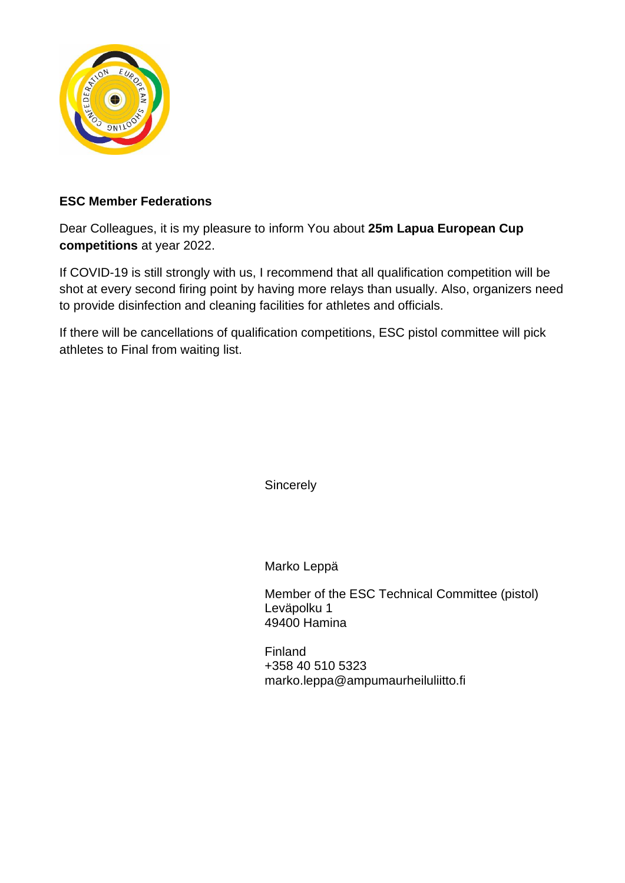**ESC Member Federations**

Dear Colleagues, it is my pleasure to inform You about **25m Lapua European Cup competitions** at year 2022.

If COVID-19 is still strongly with us, I recommend that all qualification competition will be shot at every second firing point by having more relays than usually. Also, organizers need to provide disinfection and cleaning facilities for athletes and officials.

If there will be cancellations of qualification competitions, ESC pistol committee will pick athletes to Final from waiting list.

Sincerely

Marko Leppä

Member of the ESC Technical Committee (pistol)
Leväpolku 1
49400 Hamina

Finland
+358 40 510 5323
marko.leppa@ampumaurheiluliitto.fi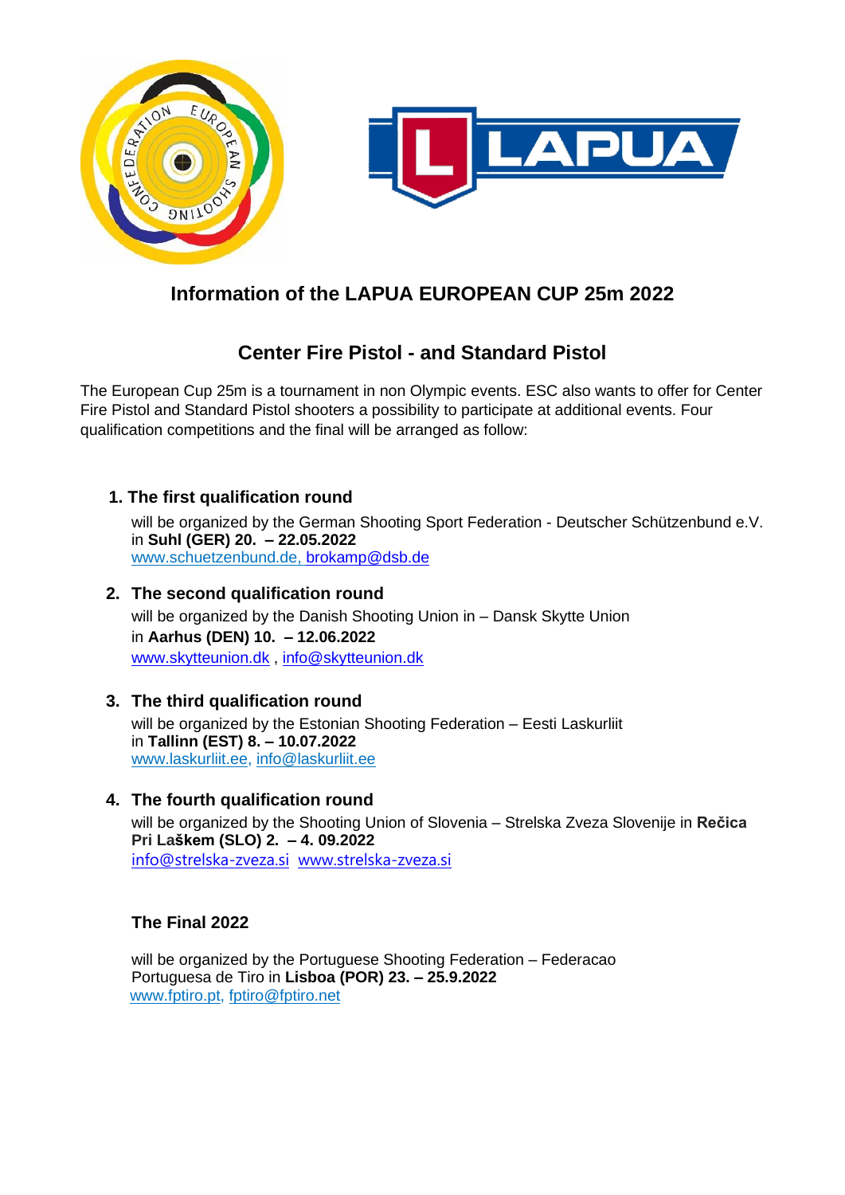# Information of the LAPUA EUROPEAN CUP 25m 2022

## Center Fire Pistol - and Standard Pistol

The European Cup 25m is a tournament in non Olympic events. ESC also wants to offer for Center Fire Pistol and Standard Pistol shooters a possibility to participate at additional events. Four qualification competitions and the final will be arranged as follow:

1. **The first qualification round**

   will be organized by the German Shooting Sport Federation - Deutscher Schützenbund e.V. in **Suhl (GER) 20. – 22.05.2022**
   www.schuetzenbund.de, brokamp@dsb.de

2. **The second qualification round**

   will be organized by the Danish Shooting Union in – Dansk Skytte Union in **Aarhus (DEN) 10. – 12.06.2022**
   www.skytteunion.dk , info@skytteunion.dk

3. **The third qualification round**

   will be organized by the Estonian Shooting Federation – Eesti Laskurliit in **Tallinn (EST) 8. – 10.07.2022**
   www.laskurliit.ee, info@laskurliit.ee

4. **The fourth qualification round**

   will be organized by the Shooting Union of Slovenia – Strelska Zveza Slovenije in **Rečica Pri Laškem (SLO) 2. – 4. 09.2022**
   info@strelska-zveza.si www.strelska-zveza.si

**The Final 2022**

will be organized by the Portuguese Shooting Federation – Federacao Portuguesa de Tiro in **Lisboa (POR) 23. – 25.9.2022**
www.fptiro.pt, fptiro@fptiro.net